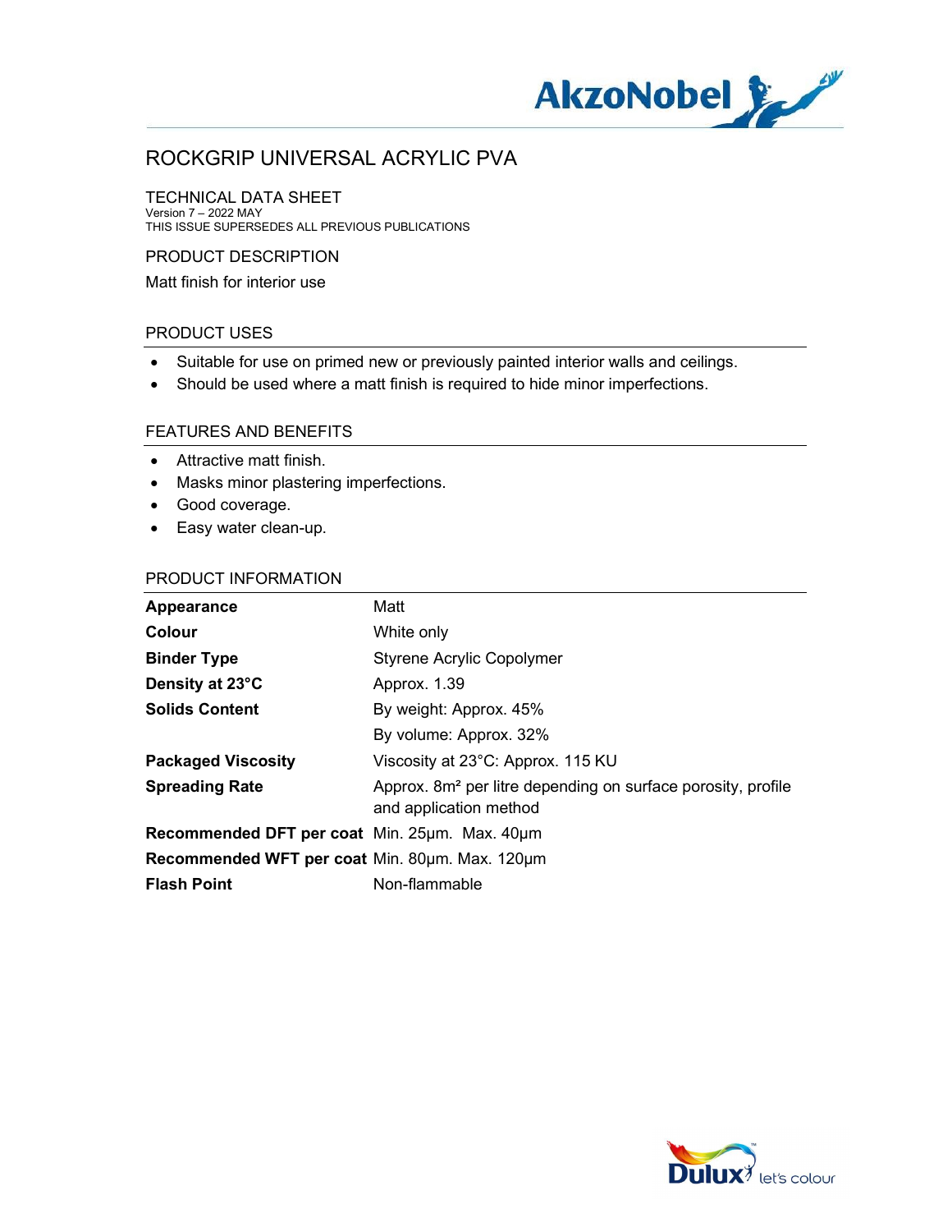# ROCKGRIP UNIVERSAL ACRYLIC PVA

## TECHNICAL DATA SHEET

Version 7 – 2022 MAY
THIS ISSUE SUPERSEDES ALL PREVIOUS PUBLICATIONS

## PRODUCT DESCRIPTION

Matt finish for interior use

## PRODUCT USES

- Suitable for use on primed new or previously painted interior walls and ceilings.
- Should be used where a matt finish is required to hide minor imperfections.

## FEATURES AND BENEFITS

- Attractive matt finish.
- Masks minor plastering imperfections.
- Good coverage.
- Easy water clean-up.

## PRODUCT INFORMATION

| | |
|---|---|
| **Appearance** | Matt |
| **Colour** | White only |
| **Binder Type** | Styrene Acrylic Copolymer |
| **Density at 23°C** | Approx. 1.39 |
| **Solids Content** | By weight: Approx. 45% |
| | By volume: Approx. 32% |
| **Packaged Viscosity** | Viscosity at 23°C: Approx. 115 KU |
| **Spreading Rate** | Approx. 8m² per litre depending on surface porosity, profile and application method |
| **Recommended DFT per coat** | Min. 25µm. Max. 40µm |
| **Recommended WFT per coat** | Min. 80µm. Max. 120µm |
| **Flash Point** | Non-flammable |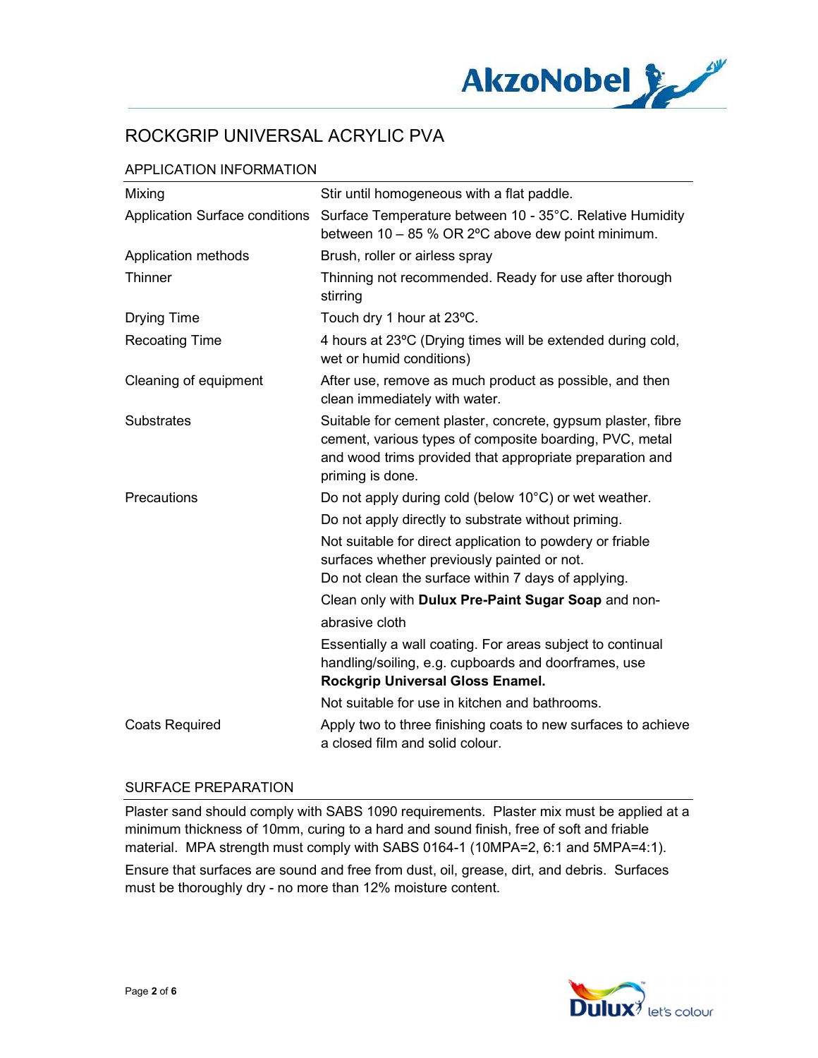# ROCKGRIP UNIVERSAL ACRYLIC PVA

## APPLICATION INFORMATION

| | |
|---|---|
| Mixing | Stir until homogeneous with a flat paddle. |
| Application Surface conditions | Surface Temperature between 10 - 35°C. Relative Humidity between 10 – 85 % OR 2ºC above dew point minimum. |
| Application methods | Brush, roller or airless spray |
| Thinner | Thinning not recommended. Ready for use after thorough stirring |
| Drying Time | Touch dry 1 hour at 23ºC. |
| Recoating Time | 4 hours at 23ºC (Drying times will be extended during cold, wet or humid conditions) |
| Cleaning of equipment | After use, remove as much product as possible, and then clean immediately with water. |
| Substrates | Suitable for cement plaster, concrete, gypsum plaster, fibre cement, various types of composite boarding, PVC, metal and wood trims provided that appropriate preparation and priming is done. |
| Precautions | Do not apply during cold (below 10°C) or wet weather. |
| | Do not apply directly to substrate without priming. |
| | Not suitable for direct application to powdery or friable surfaces whether previously painted or not. Do not clean the surface within 7 days of applying. |
| | Clean only with **Dulux Pre-Paint Sugar Soap** and non-abrasive cloth |
| | Essentially a wall coating. For areas subject to continual handling/soiling, e.g. cupboards and doorframes, use **Rockgrip Universal Gloss Enamel.** |
| | Not suitable for use in kitchen and bathrooms. |
| Coats Required | Apply two to three finishing coats to new surfaces to achieve a closed film and solid colour. |

## SURFACE PREPARATION

Plaster sand should comply with SABS 1090 requirements. Plaster mix must be applied at a minimum thickness of 10mm, curing to a hard and sound finish, free of soft and friable material. MPA strength must comply with SABS 0164-1 (10MPA=2, 6:1 and 5MPA=4:1).

Ensure that surfaces are sound and free from dust, oil, grease, dirt, and debris. Surfaces must be thoroughly dry - no more than 12% moisture content.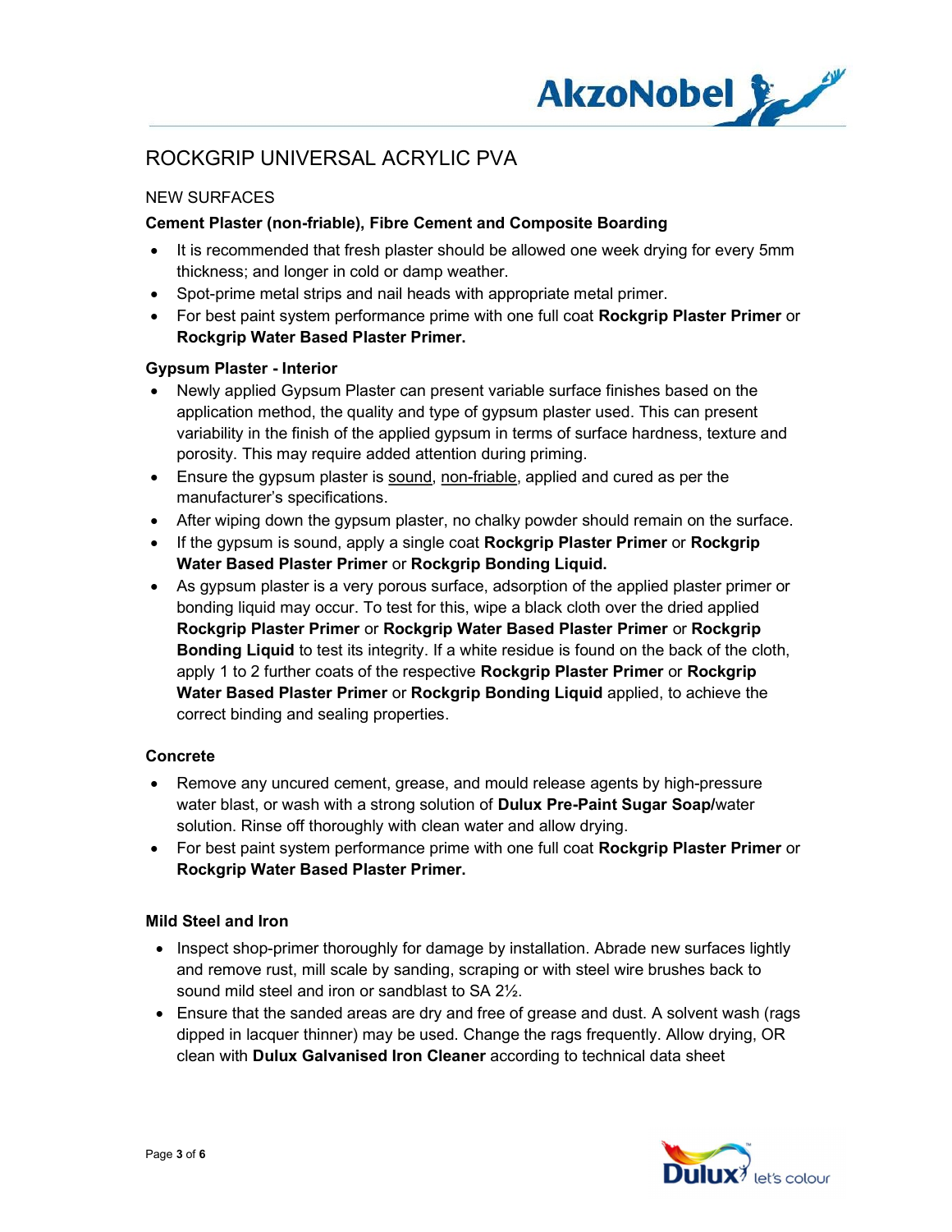# ROCKGRIP UNIVERSAL ACRYLIC PVA

## NEW SURFACES

### Cement Plaster (non-friable), Fibre Cement and Composite Boarding

- It is recommended that fresh plaster should be allowed one week drying for every 5mm thickness; and longer in cold or damp weather.
- Spot-prime metal strips and nail heads with appropriate metal primer.
- For best paint system performance prime with one full coat **Rockgrip Plaster Primer** or **Rockgrip Water Based Plaster Primer.**

### Gypsum Plaster - Interior

- Newly applied Gypsum Plaster can present variable surface finishes based on the application method, the quality and type of gypsum plaster used. This can present variability in the finish of the applied gypsum in terms of surface hardness, texture and porosity. This may require added attention during priming.
- Ensure the gypsum plaster is <u>sound</u>, <u>non-friable</u>, applied and cured as per the manufacturer's specifications.
- After wiping down the gypsum plaster, no chalky powder should remain on the surface.
- If the gypsum is sound, apply a single coat **Rockgrip Plaster Primer** or **Rockgrip Water Based Plaster Primer** or **Rockgrip Bonding Liquid.**
- As gypsum plaster is a very porous surface, adsorption of the applied plaster primer or bonding liquid may occur. To test for this, wipe a black cloth over the dried applied **Rockgrip Plaster Primer** or **Rockgrip Water Based Plaster Primer** or **Rockgrip Bonding Liquid** to test its integrity. If a white residue is found on the back of the cloth, apply 1 to 2 further coats of the respective **Rockgrip Plaster Primer** or **Rockgrip Water Based Plaster Primer** or **Rockgrip Bonding Liquid** applied, to achieve the correct binding and sealing properties.

### Concrete

- Remove any uncured cement, grease, and mould release agents by high-pressure water blast, or wash with a strong solution of **Dulux Pre-Paint Sugar Soap/**water solution. Rinse off thoroughly with clean water and allow drying.
- For best paint system performance prime with one full coat **Rockgrip Plaster Primer** or **Rockgrip Water Based Plaster Primer.**

### Mild Steel and Iron

- Inspect shop-primer thoroughly for damage by installation. Abrade new surfaces lightly and remove rust, mill scale by sanding, scraping or with steel wire brushes back to sound mild steel and iron or sandblast to SA 2½.
- Ensure that the sanded areas are dry and free of grease and dust. A solvent wash (rags dipped in lacquer thinner) may be used. Change the rags frequently. Allow drying, OR clean with **Dulux Galvanised Iron Cleaner** according to technical data sheet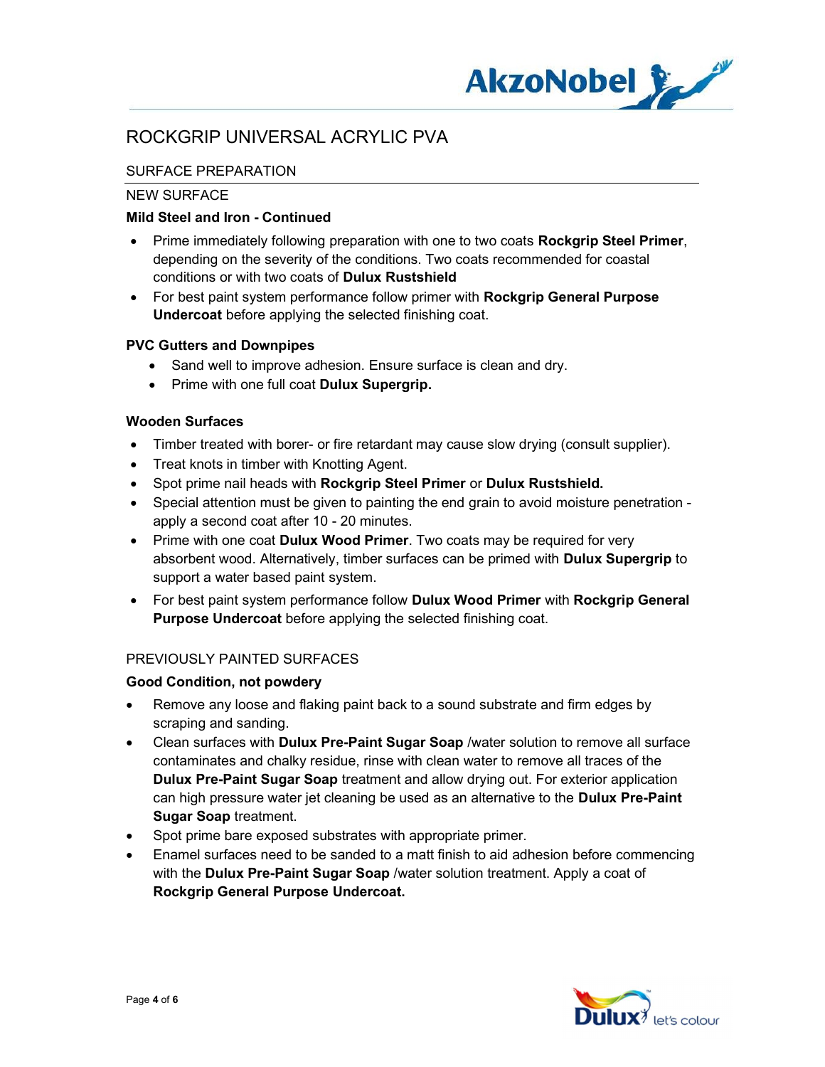# ROCKGRIP UNIVERSAL ACRYLIC PVA

## SURFACE PREPARATION

### NEW SURFACE

**Mild Steel and Iron - Continued**

- Prime immediately following preparation with one to two coats **Rockgrip Steel Primer**, depending on the severity of the conditions. Two coats recommended for coastal conditions or with two coats of **Dulux Rustshield**
- For best paint system performance follow primer with **Rockgrip General Purpose Undercoat** before applying the selected finishing coat.

**PVC Gutters and Downpipes**

- Sand well to improve adhesion. Ensure surface is clean and dry.
- Prime with one full coat **Dulux Supergrip.**

**Wooden Surfaces**

- Timber treated with borer- or fire retardant may cause slow drying (consult supplier).
- Treat knots in timber with Knotting Agent.
- Spot prime nail heads with **Rockgrip Steel Primer** or **Dulux Rustshield.**
- Special attention must be given to painting the end grain to avoid moisture penetration - apply a second coat after 10 - 20 minutes.
- Prime with one coat **Dulux Wood Primer**. Two coats may be required for very absorbent wood. Alternatively, timber surfaces can be primed with **Dulux Supergrip** to support a water based paint system.
- For best paint system performance follow **Dulux Wood Primer** with **Rockgrip General Purpose Undercoat** before applying the selected finishing coat.

### PREVIOUSLY PAINTED SURFACES

**Good Condition, not powdery**

- Remove any loose and flaking paint back to a sound substrate and firm edges by scraping and sanding.
- Clean surfaces with **Dulux Pre-Paint Sugar Soap** /water solution to remove all surface contaminates and chalky residue, rinse with clean water to remove all traces of the **Dulux Pre-Paint Sugar Soap** treatment and allow drying out. For exterior application can high pressure water jet cleaning be used as an alternative to the **Dulux Pre-Paint Sugar Soap** treatment.
- Spot prime bare exposed substrates with appropriate primer.
- Enamel surfaces need to be sanded to a matt finish to aid adhesion before commencing with the **Dulux Pre-Paint Sugar Soap** /water solution treatment. Apply a coat of **Rockgrip General Purpose Undercoat.**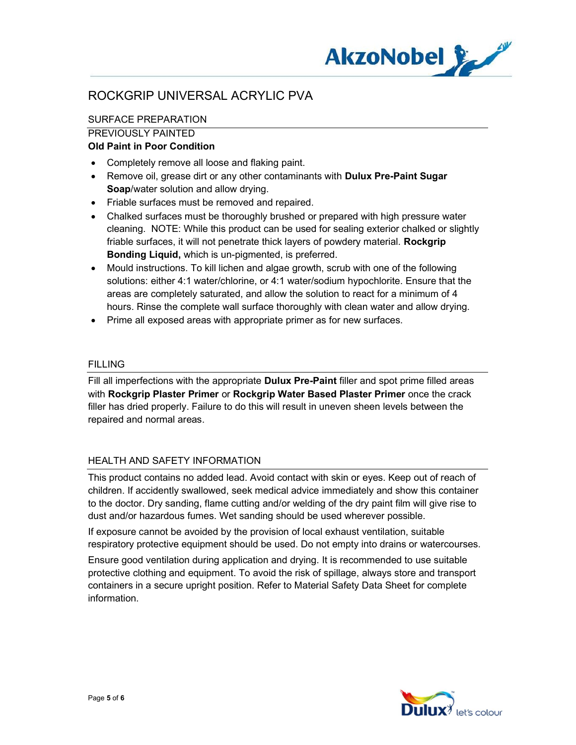# ROCKGRIP UNIVERSAL ACRYLIC PVA

## SURFACE PREPARATION

### PREVIOUSLY PAINTED

**Old Paint in Poor Condition**

- Completely remove all loose and flaking paint.
- Remove oil, grease dirt or any other contaminants with **Dulux Pre-Paint Sugar Soap**/water solution and allow drying.
- Friable surfaces must be removed and repaired.
- Chalked surfaces must be thoroughly brushed or prepared with high pressure water cleaning. NOTE: While this product can be used for sealing exterior chalked or slightly friable surfaces, it will not penetrate thick layers of powdery material. **Rockgrip Bonding Liquid,** which is un-pigmented, is preferred.
- Mould instructions. To kill lichen and algae growth, scrub with one of the following solutions: either 4:1 water/chlorine, or 4:1 water/sodium hypochlorite. Ensure that the areas are completely saturated, and allow the solution to react for a minimum of 4 hours. Rinse the complete wall surface thoroughly with clean water and allow drying.
- Prime all exposed areas with appropriate primer as for new surfaces.

## FILLING

Fill all imperfections with the appropriate **Dulux Pre-Paint** filler and spot prime filled areas with **Rockgrip Plaster Primer** or **Rockgrip Water Based Plaster Primer** once the crack filler has dried properly. Failure to do this will result in uneven sheen levels between the repaired and normal areas.

## HEALTH AND SAFETY INFORMATION

This product contains no added lead. Avoid contact with skin or eyes. Keep out of reach of children. If accidently swallowed, seek medical advice immediately and show this container to the doctor. Dry sanding, flame cutting and/or welding of the dry paint film will give rise to dust and/or hazardous fumes. Wet sanding should be used wherever possible.

If exposure cannot be avoided by the provision of local exhaust ventilation, suitable respiratory protective equipment should be used. Do not empty into drains or watercourses.

Ensure good ventilation during application and drying. It is recommended to use suitable protective clothing and equipment. To avoid the risk of spillage, always store and transport containers in a secure upright position. Refer to Material Safety Data Sheet for complete information.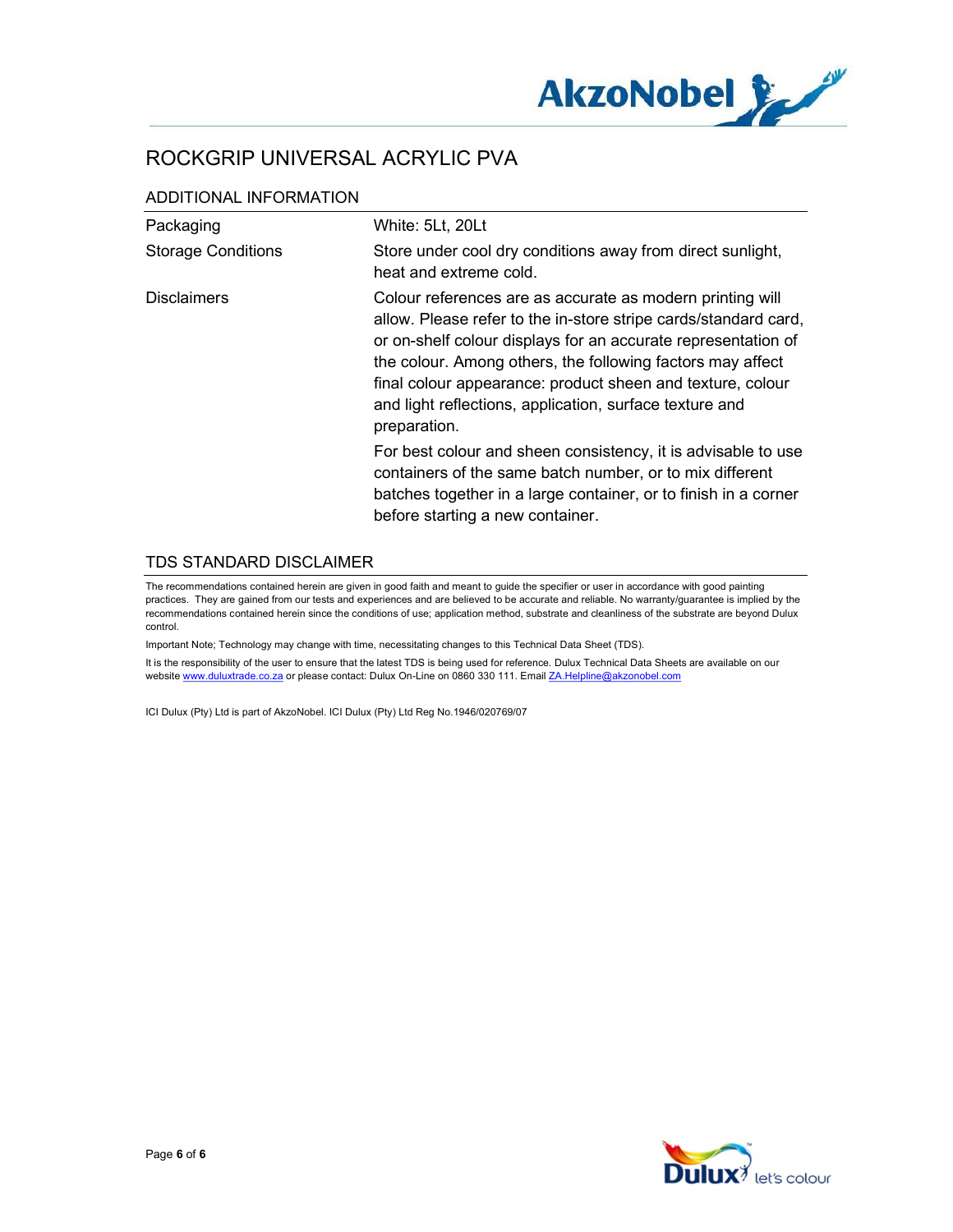# ROCKGRIP UNIVERSAL ACRYLIC PVA

## ADDITIONAL INFORMATION

| | |
|---|---|
| Packaging | White: 5Lt, 20Lt |
| Storage Conditions | Store under cool dry conditions away from direct sunlight, heat and extreme cold. |
| Disclaimers | Colour references are as accurate as modern printing will allow. Please refer to the in-store stripe cards/standard card, or on-shelf colour displays for an accurate representation of the colour. Among others, the following factors may affect final colour appearance: product sheen and texture, colour and light reflections, application, surface texture and preparation.<br><br>For best colour and sheen consistency, it is advisable to use containers of the same batch number, or to mix different batches together in a large container, or to finish in a corner before starting a new container. |

## TDS STANDARD DISCLAIMER

The recommendations contained herein are given in good faith and meant to guide the specifier or user in accordance with good painting practices. They are gained from our tests and experiences and are believed to be accurate and reliable. No warranty/guarantee is implied by the recommendations contained herein since the conditions of use; application method, substrate and cleanliness of the substrate are beyond Dulux control.

Important Note; Technology may change with time, necessitating changes to this Technical Data Sheet (TDS).

It is the responsibility of the user to ensure that the latest TDS is being used for reference. Dulux Technical Data Sheets are available on our website www.duluxtrade.co.za or please contact: Dulux On-Line on 0860 330 111. Email ZA.Helpline@akzonobel.com

ICI Dulux (Pty) Ltd is part of AkzoNobel. ICI Dulux (Pty) Ltd Reg No.1946/020769/07